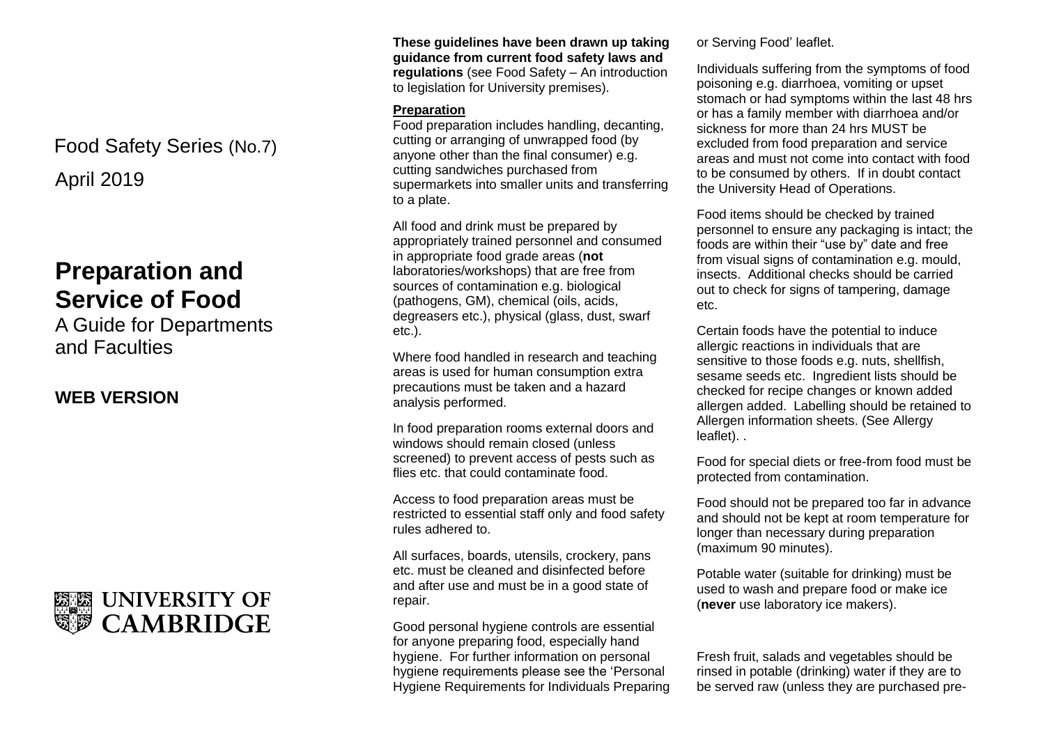Food Safety Series (No.7)

April 2019

# Preparation and Service of Food

A Guide for Departments and Faculties

**WEB VERSION**

UNIVERSITY OF CAMBRIDGE

**These guidelines have been drawn up taking guidance from current food safety laws and regulations** (see Food Safety – An introduction to legislation for University premises).

## Preparation

Food preparation includes handling, decanting, cutting or arranging of unwrapped food (by anyone other than the final consumer) e.g. cutting sandwiches purchased from supermarkets into smaller units and transferring to a plate.

All food and drink must be prepared by appropriately trained personnel and consumed in appropriate food grade areas (**not** laboratories/workshops) that are free from sources of contamination e.g. biological (pathogens, GM), chemical (oils, acids, degreasers etc.), physical (glass, dust, swarf etc.).

Where food handled in research and teaching areas is used for human consumption extra precautions must be taken and a hazard analysis performed.

In food preparation rooms external doors and windows should remain closed (unless screened) to prevent access of pests such as flies etc. that could contaminate food.

Access to food preparation areas must be restricted to essential staff only and food safety rules adhered to.

All surfaces, boards, utensils, crockery, pans etc. must be cleaned and disinfected before and after use and must be in a good state of repair.

Good personal hygiene controls are essential for anyone preparing food, especially hand hygiene. For further information on personal hygiene requirements please see the 'Personal Hygiene Requirements for Individuals Preparing or Serving Food' leaflet.

Individuals suffering from the symptoms of food poisoning e.g. diarrhoea, vomiting or upset stomach or had symptoms within the last 48 hrs or has a family member with diarrhoea and/or sickness for more than 24 hrs MUST be excluded from food preparation and service areas and must not come into contact with food to be consumed by others. If in doubt contact the University Head of Operations.

Food items should be checked by trained personnel to ensure any packaging is intact; the foods are within their "use by" date and free from visual signs of contamination e.g. mould, insects. Additional checks should be carried out to check for signs of tampering, damage etc.

Certain foods have the potential to induce allergic reactions in individuals that are sensitive to those foods e.g. nuts, shellfish, sesame seeds etc. Ingredient lists should be checked for recipe changes or known added allergen added. Labelling should be retained to Allergen information sheets. (See Allergy leaflet). .

Food for special diets or free-from food must be protected from contamination.

Food should not be prepared too far in advance and should not be kept at room temperature for longer than necessary during preparation (maximum 90 minutes).

Potable water (suitable for drinking) must be used to wash and prepare food or make ice (**never** use laboratory ice makers).

Fresh fruit, salads and vegetables should be rinsed in potable (drinking) water if they are to be served raw (unless they are purchased pre-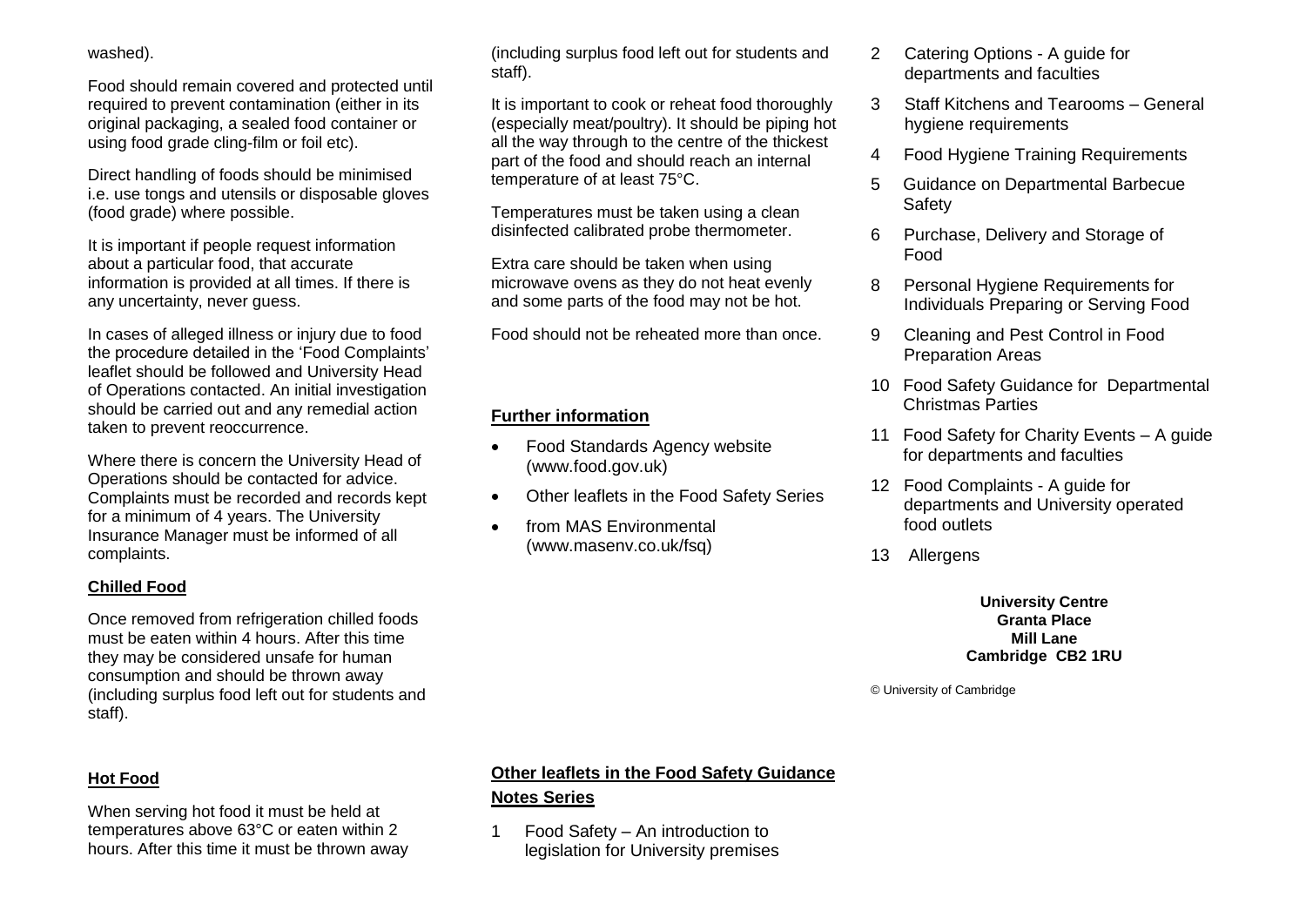washed).

Food should remain covered and protected until required to prevent contamination (either in its original packaging, a sealed food container or using food grade cling-film or foil etc).

Direct handling of foods should be minimised i.e. use tongs and utensils or disposable gloves (food grade) where possible.

It is important if people request information about a particular food, that accurate information is provided at all times. If there is any uncertainty, never guess.

In cases of alleged illness or injury due to food the procedure detailed in the 'Food Complaints' leaflet should be followed and University Head of Operations contacted. An initial investigation should be carried out and any remedial action taken to prevent reoccurrence.

Where there is concern the University Head of Operations should be contacted for advice. Complaints must be recorded and records kept for a minimum of 4 years. The University Insurance Manager must be informed of all complaints.

## Chilled Food

Once removed from refrigeration chilled foods must be eaten within 4 hours. After this time they may be considered unsafe for human consumption and should be thrown away (including surplus food left out for students and staff).

## Hot Food

When serving hot food it must be held at temperatures above 63°C or eaten within 2 hours. After this time it must be thrown away (including surplus food left out for students and staff).

It is important to cook or reheat food thoroughly (especially meat/poultry). It should be piping hot all the way through to the centre of the thickest part of the food and should reach an internal temperature of at least 75°C.

Temperatures must be taken using a clean disinfected calibrated probe thermometer.

Extra care should be taken when using microwave ovens as they do not heat evenly and some parts of the food may not be hot.

Food should not be reheated more than once.

## Further information

- Food Standards Agency website (www.food.gov.uk)
- Other leaflets in the Food Safety Series
- from MAS Environmental (www.masenv.co.uk/fsq)

## Other leaflets in the Food Safety Guidance Notes Series

1 Food Safety – An introduction to legislation for University premises

2 Catering Options - A guide for departments and faculties

3 Staff Kitchens and Tearooms – General hygiene requirements

4 Food Hygiene Training Requirements

5 Guidance on Departmental Barbecue Safety

6 Purchase, Delivery and Storage of Food

8 Personal Hygiene Requirements for Individuals Preparing or Serving Food

9 Cleaning and Pest Control in Food Preparation Areas

10 Food Safety Guidance for Departmental Christmas Parties

11 Food Safety for Charity Events – A guide for departments and faculties

12 Food Complaints - A guide for departments and University operated food outlets

13 Allergens

**University Centre**
**Granta Place**
**Mill Lane**
**Cambridge CB2 1RU**

© University of Cambridge